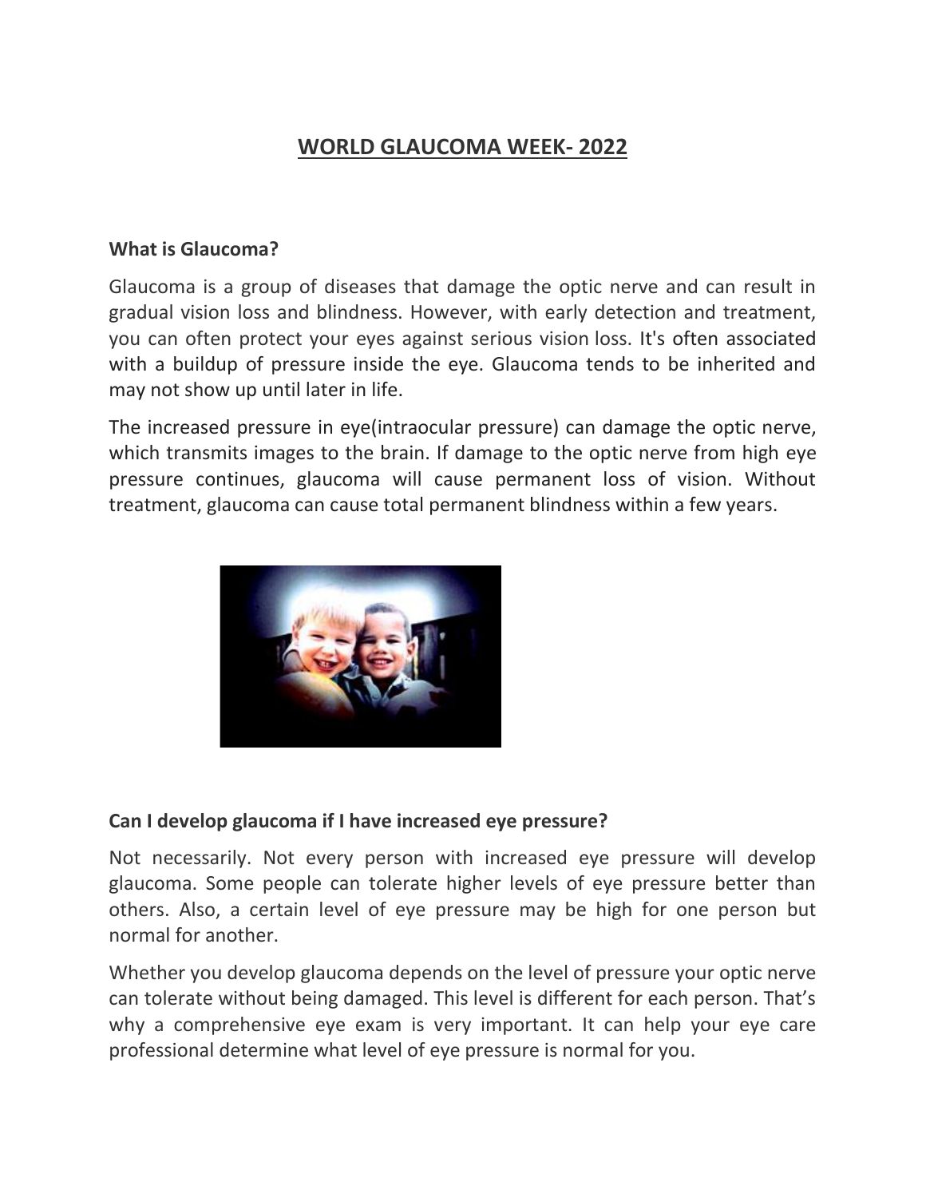# WORLD GLAUCOMA WEEK- 2022

### What is Glaucoma?

Glaucoma is a group of diseases that damage the optic nerve and can result in gradual vision loss and blindness. However, with early detection and treatment, you can often protect your eyes against serious vision loss. It's often associated with a buildup of pressure inside the eye. Glaucoma tends to be inherited and may not show up until later in life.

The increased pressure in eye(intraocular pressure) can damage the optic nerve, which transmits images to the brain. If damage to the optic nerve from high eye pressure continues, glaucoma will cause permanent loss of vision. Without treatment, glaucoma can cause total permanent blindness within a few years.

### Can I develop glaucoma if I have increased eye pressure?

Not necessarily. Not every person with increased eye pressure will develop glaucoma. Some people can tolerate higher levels of eye pressure better than others. Also, a certain level of eye pressure may be high for one person but normal for another.

Whether you develop glaucoma depends on the level of pressure your optic nerve can tolerate without being damaged. This level is different for each person. That's why a comprehensive eye exam is very important. It can help your eye care professional determine what level of eye pressure is normal for you.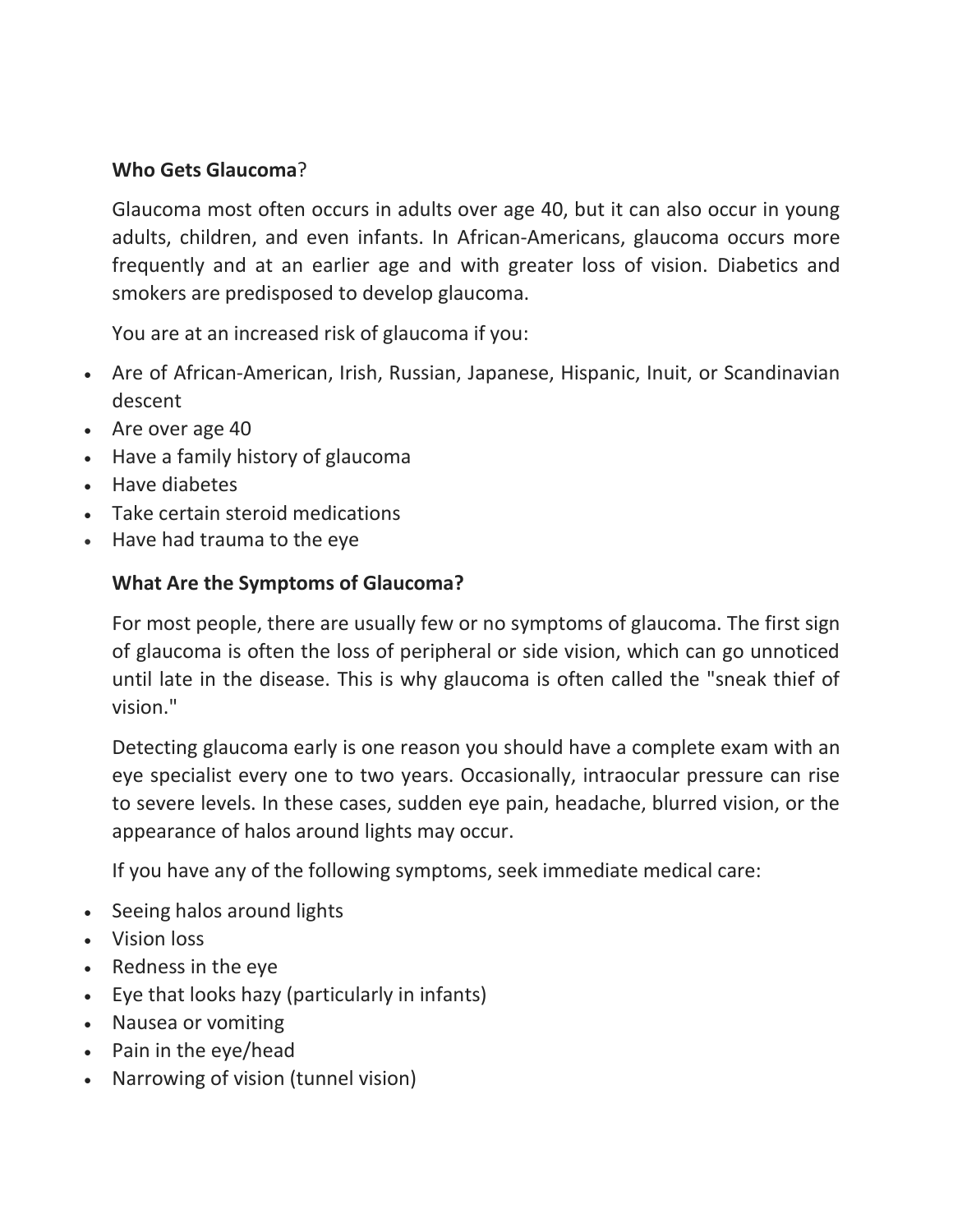**Who Gets Glaucoma**?

Glaucoma most often occurs in adults over age 40, but it can also occur in young adults, children, and even infants. In African-Americans, glaucoma occurs more frequently and at an earlier age and with greater loss of vision. Diabetics and smokers are predisposed to develop glaucoma.

You are at an increased risk of glaucoma if you:

- Are of African-American, Irish, Russian, Japanese, Hispanic, Inuit, or Scandinavian descent
- Are over age 40
- Have a family history of glaucoma
- Have diabetes
- Take certain steroid medications
- Have had trauma to the eye

**What Are the Symptoms of Glaucoma?**

For most people, there are usually few or no symptoms of glaucoma. The first sign of glaucoma is often the loss of peripheral or side vision, which can go unnoticed until late in the disease. This is why glaucoma is often called the "sneak thief of vision."

Detecting glaucoma early is one reason you should have a complete exam with an eye specialist every one to two years. Occasionally, intraocular pressure can rise to severe levels. In these cases, sudden eye pain, headache, blurred vision, or the appearance of halos around lights may occur.

If you have any of the following symptoms, seek immediate medical care:

- Seeing halos around lights
- Vision loss
- Redness in the eye
- Eye that looks hazy (particularly in infants)
- Nausea or vomiting
- Pain in the eye/head
- Narrowing of vision (tunnel vision)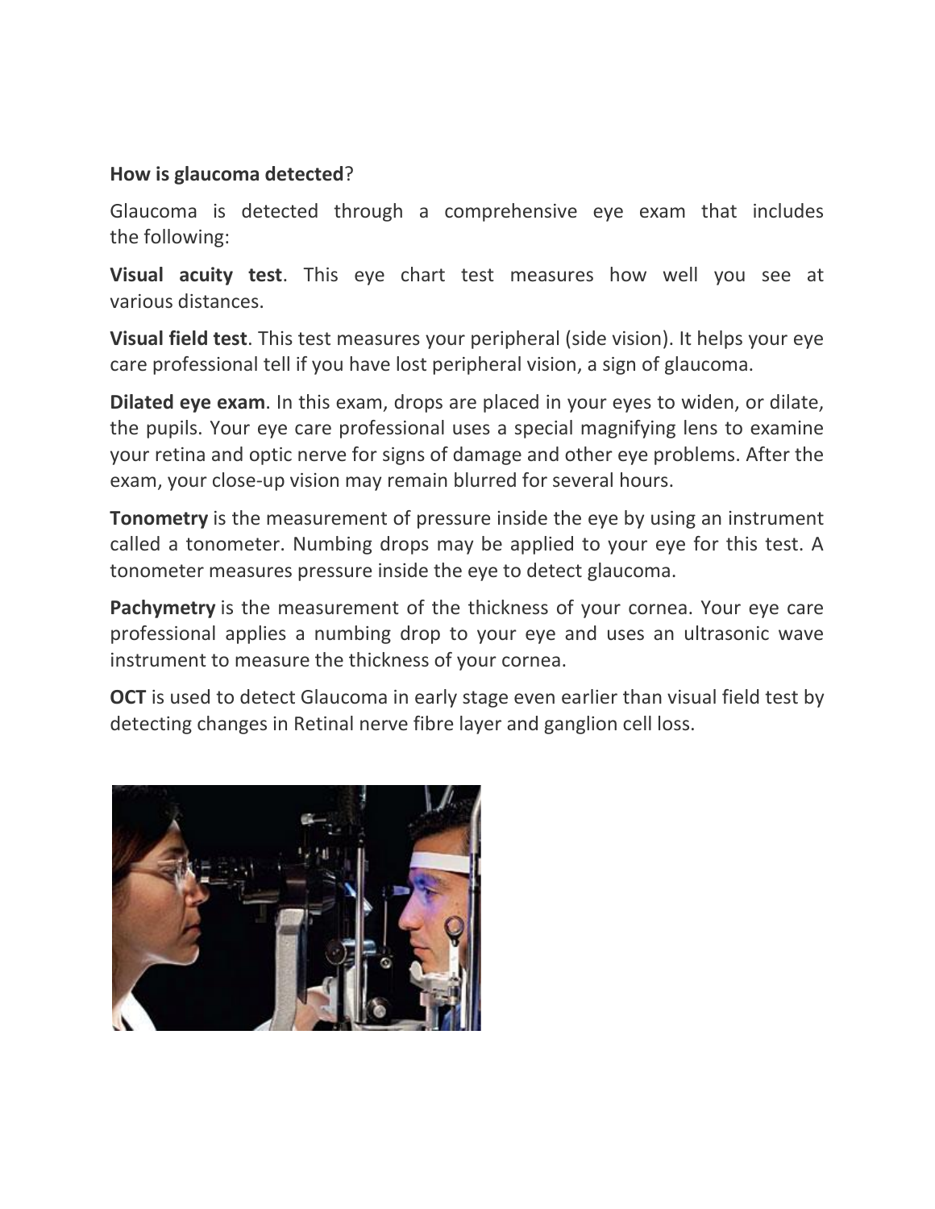**How is glaucoma detected**?

Glaucoma is detected through a comprehensive eye exam that includes the following:

**Visual acuity test**. This eye chart test measures how well you see at various distances.

**Visual field test**. This test measures your peripheral (side vision). It helps your eye care professional tell if you have lost peripheral vision, a sign of glaucoma.

**Dilated eye exam**. In this exam, drops are placed in your eyes to widen, or dilate, the pupils. Your eye care professional uses a special magnifying lens to examine your retina and optic nerve for signs of damage and other eye problems. After the exam, your close-up vision may remain blurred for several hours.

**Tonometry** is the measurement of pressure inside the eye by using an instrument called a tonometer. Numbing drops may be applied to your eye for this test. A tonometer measures pressure inside the eye to detect glaucoma.

**Pachymetry** is the measurement of the thickness of your cornea. Your eye care professional applies a numbing drop to your eye and uses an ultrasonic wave instrument to measure the thickness of your cornea.

**OCT** is used to detect Glaucoma in early stage even earlier than visual field test by detecting changes in Retinal nerve fibre layer and ganglion cell loss.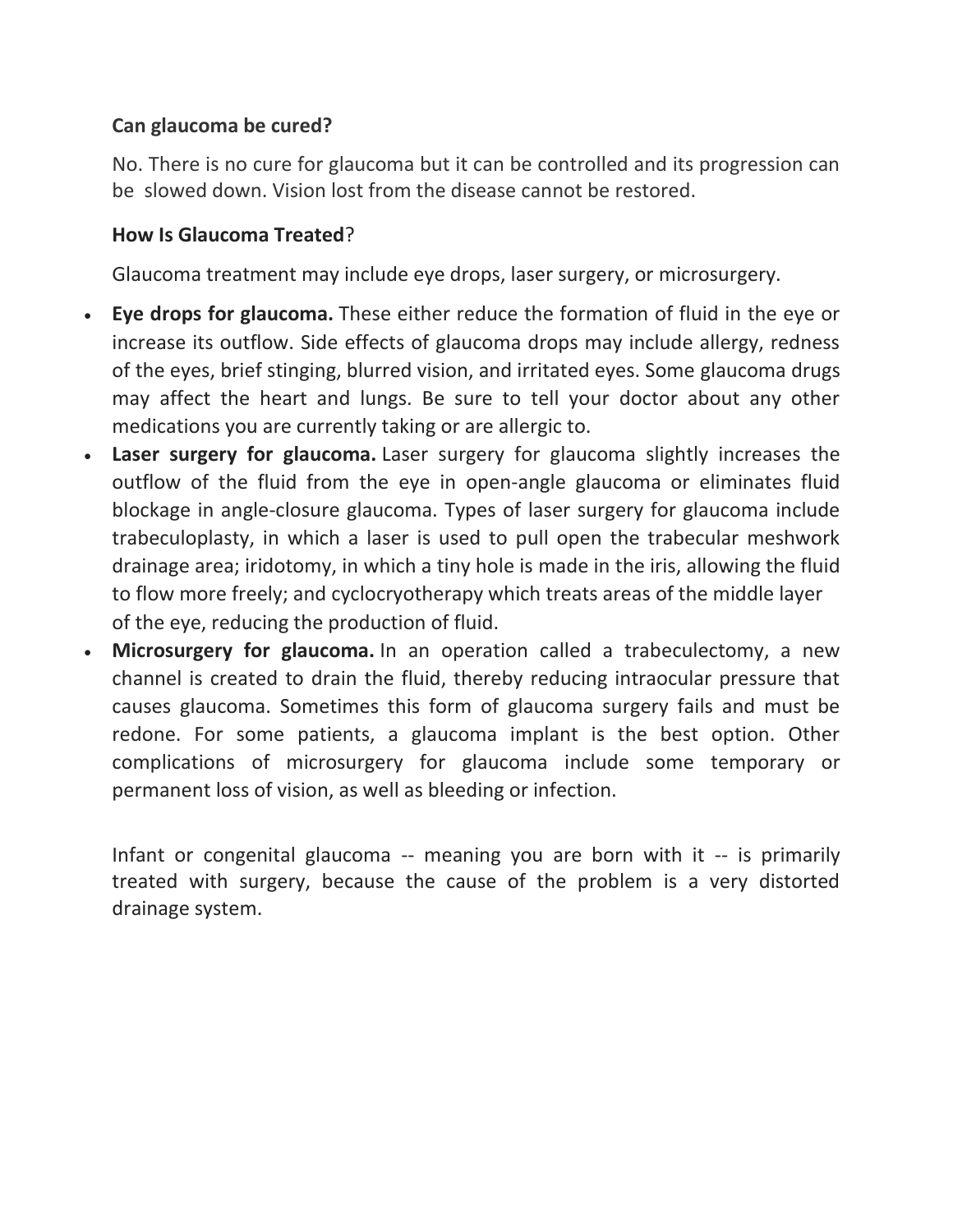**Can glaucoma be cured?**

No. There is no cure for glaucoma but it can be controlled and its progression can be slowed down. Vision lost from the disease cannot be restored.

**How Is Glaucoma Treated**?

Glaucoma treatment may include eye drops, laser surgery, or microsurgery.

- **Eye drops for glaucoma.** These either reduce the formation of fluid in the eye or increase its outflow. Side effects of glaucoma drops may include allergy, redness of the eyes, brief stinging, blurred vision, and irritated eyes. Some glaucoma drugs may affect the heart and lungs. Be sure to tell your doctor about any other medications you are currently taking or are allergic to.
- **Laser surgery for glaucoma.** Laser surgery for glaucoma slightly increases the outflow of the fluid from the eye in open-angle glaucoma or eliminates fluid blockage in angle-closure glaucoma. Types of laser surgery for glaucoma include trabeculoplasty, in which a laser is used to pull open the trabecular meshwork drainage area; iridotomy, in which a tiny hole is made in the iris, allowing the fluid to flow more freely; and cyclocryotherapy which treats areas of the middle layer of the eye, reducing the production of fluid.
- **Microsurgery for glaucoma.** In an operation called a trabeculectomy, a new channel is created to drain the fluid, thereby reducing intraocular pressure that causes glaucoma. Sometimes this form of glaucoma surgery fails and must be redone. For some patients, a glaucoma implant is the best option. Other complications of microsurgery for glaucoma include some temporary or permanent loss of vision, as well as bleeding or infection.

Infant or congenital glaucoma -- meaning you are born with it -- is primarily treated with surgery, because the cause of the problem is a very distorted drainage system.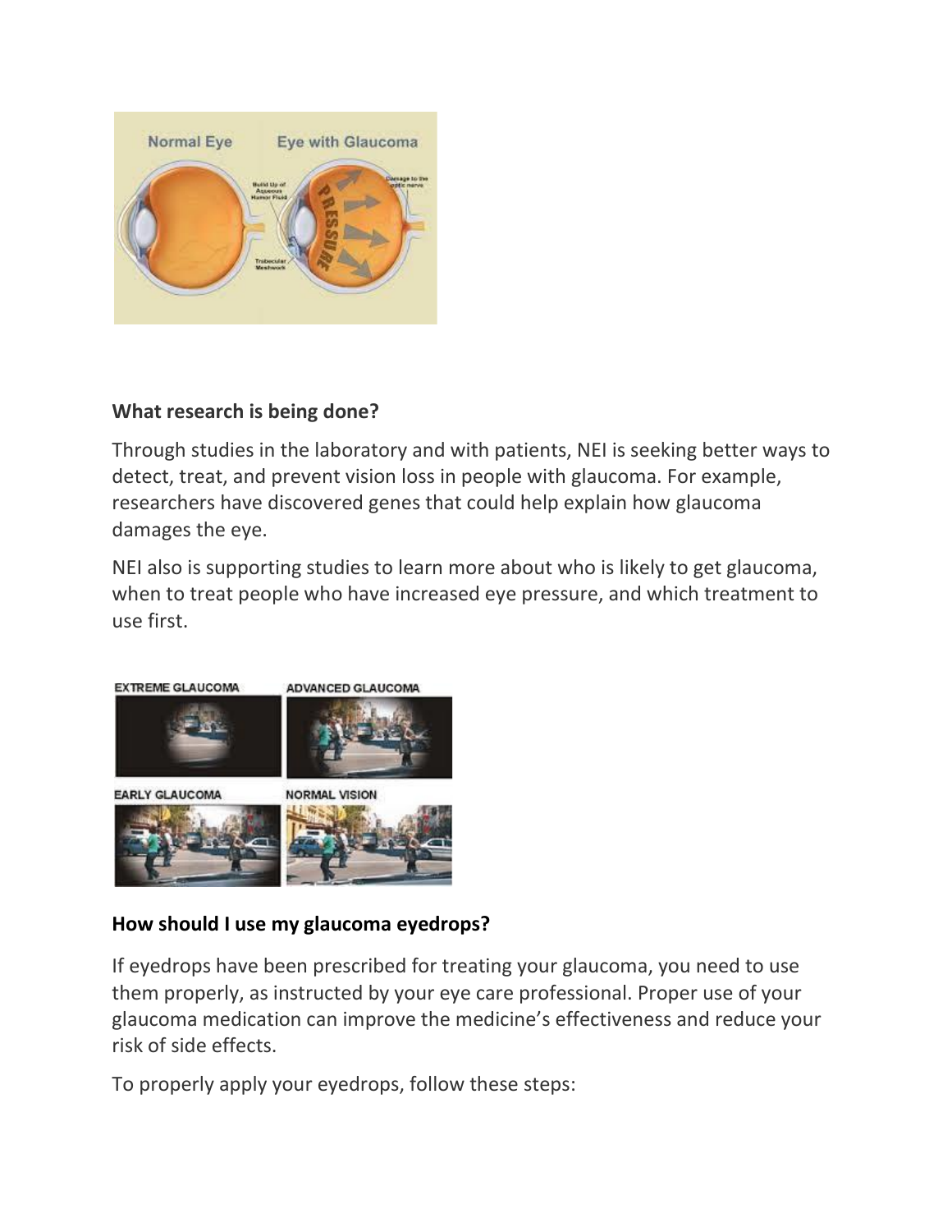**What research is being done?**

Through studies in the laboratory and with patients, NEI is seeking better ways to detect, treat, and prevent vision loss in people with glaucoma. For example, researchers have discovered genes that could help explain how glaucoma damages the eye.

NEI also is supporting studies to learn more about who is likely to get glaucoma, when to treat people who have increased eye pressure, and which treatment to use first.

**How should I use my glaucoma eyedrops?**

If eyedrops have been prescribed for treating your glaucoma, you need to use them properly, as instructed by your eye care professional. Proper use of your glaucoma medication can improve the medicine's effectiveness and reduce your risk of side effects.

To properly apply your eyedrops, follow these steps: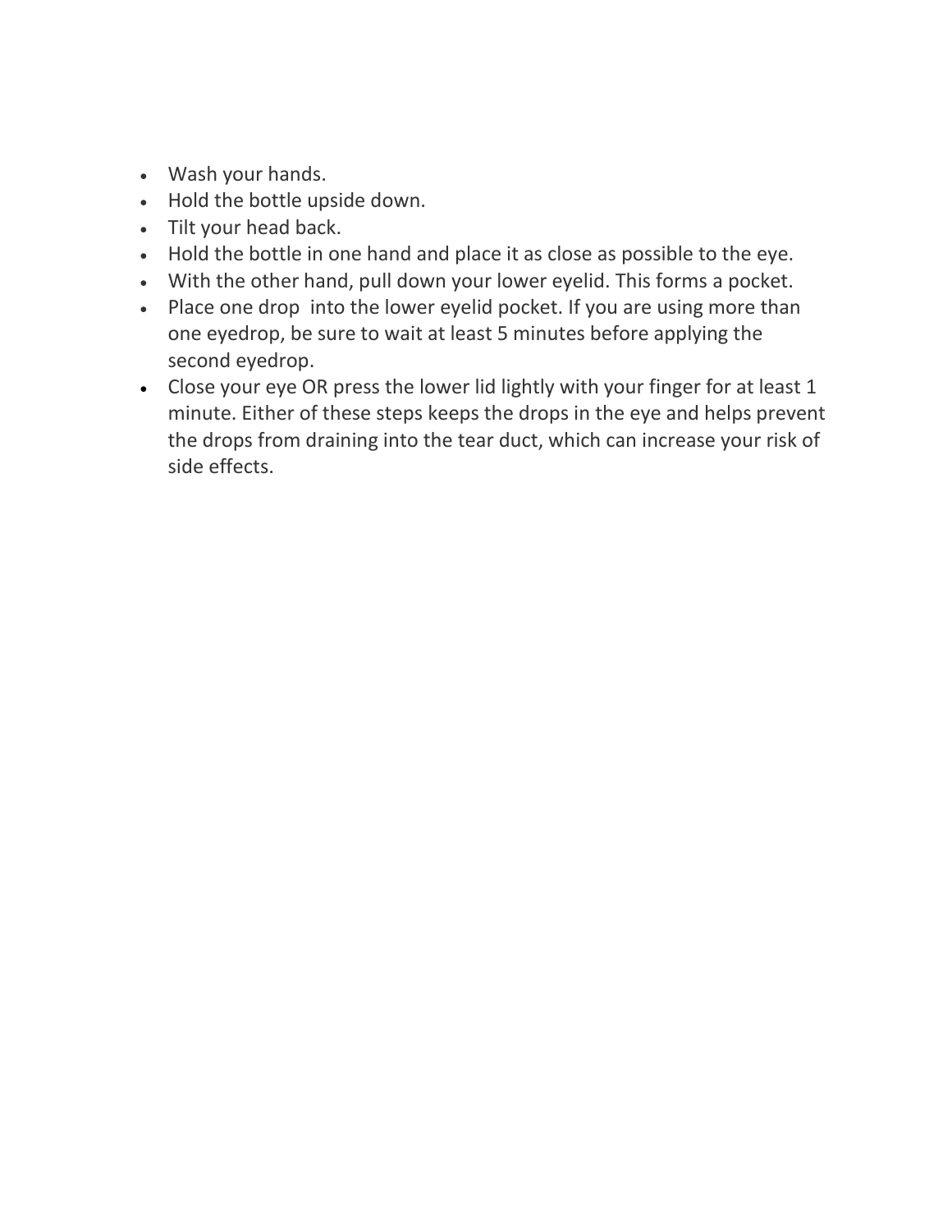- Wash your hands.
- Hold the bottle upside down.
- Tilt your head back.
- Hold the bottle in one hand and place it as close as possible to the eye.
- With the other hand, pull down your lower eyelid. This forms a pocket.
- Place one drop into the lower eyelid pocket. If you are using more than one eyedrop, be sure to wait at least 5 minutes before applying the second eyedrop.
- Close your eye OR press the lower lid lightly with your finger for at least 1 minute. Either of these steps keeps the drops in the eye and helps prevent the drops from draining into the tear duct, which can increase your risk of side effects.